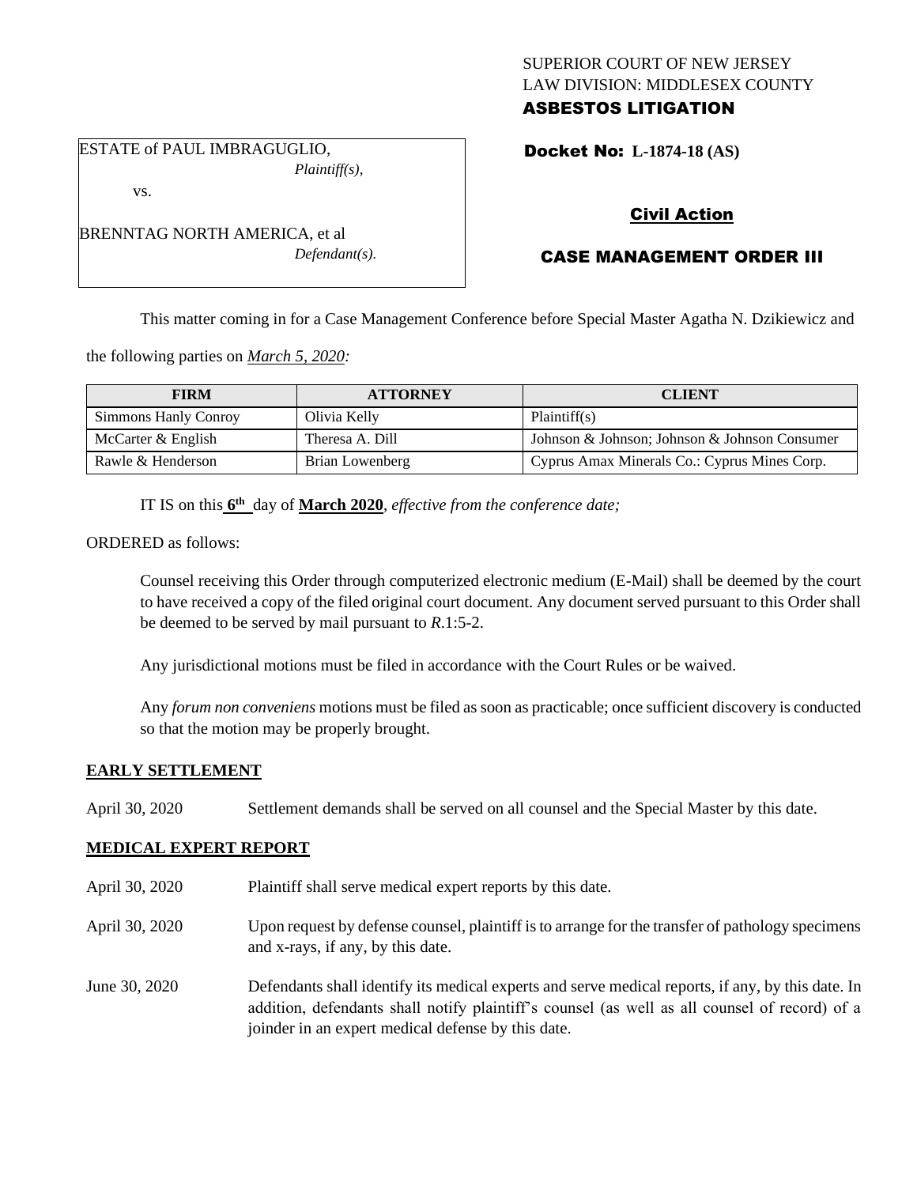SUPERIOR COURT OF NEW JERSEY
LAW DIVISION: MIDDLESEX COUNTY
**ASBESTOS LITIGATION**

ESTATE of PAUL IMBRAGUGLIO,
*Plaintiff(s),*

vs.

BRENNTAG NORTH AMERICA, et al
*Defendant(s).*

**Docket No: L-1874-18 (AS)**

**Civil Action**

**CASE MANAGEMENT ORDER III**

This matter coming in for a Case Management Conference before Special Master Agatha N. Dzikiewicz and the following parties on *March 5, 2020:*

| FIRM | ATTORNEY | CLIENT |
|---|---|---|
| Simmons Hanly Conroy | Olivia Kelly | Plaintiff(s) |
| McCarter & English | Theresa A. Dill | Johnson & Johnson; Johnson & Johnson Consumer |
| Rawle & Henderson | Brian Lowenberg | Cyprus Amax Minerals Co.: Cyprus Mines Corp. |

IT IS on this **6th** day of **March 2020**, *effective from the conference date;*

ORDERED as follows:

Counsel receiving this Order through computerized electronic medium (E-Mail) shall be deemed by the court to have received a copy of the filed original court document. Any document served pursuant to this Order shall be deemed to be served by mail pursuant to *R*.1:5-2.

Any jurisdictional motions must be filed in accordance with the Court Rules or be waived.

Any *forum non conveniens* motions must be filed as soon as practicable; once sufficient discovery is conducted so that the motion may be properly brought.

**EARLY SETTLEMENT**

April 30, 2020 Settlement demands shall be served on all counsel and the Special Master by this date.

**MEDICAL EXPERT REPORT**

April 30, 2020 Plaintiff shall serve medical expert reports by this date.

April 30, 2020 Upon request by defense counsel, plaintiff is to arrange for the transfer of pathology specimens and x-rays, if any, by this date.

June 30, 2020 Defendants shall identify its medical experts and serve medical reports, if any, by this date. In addition, defendants shall notify plaintiff's counsel (as well as all counsel of record) of a joinder in an expert medical defense by this date.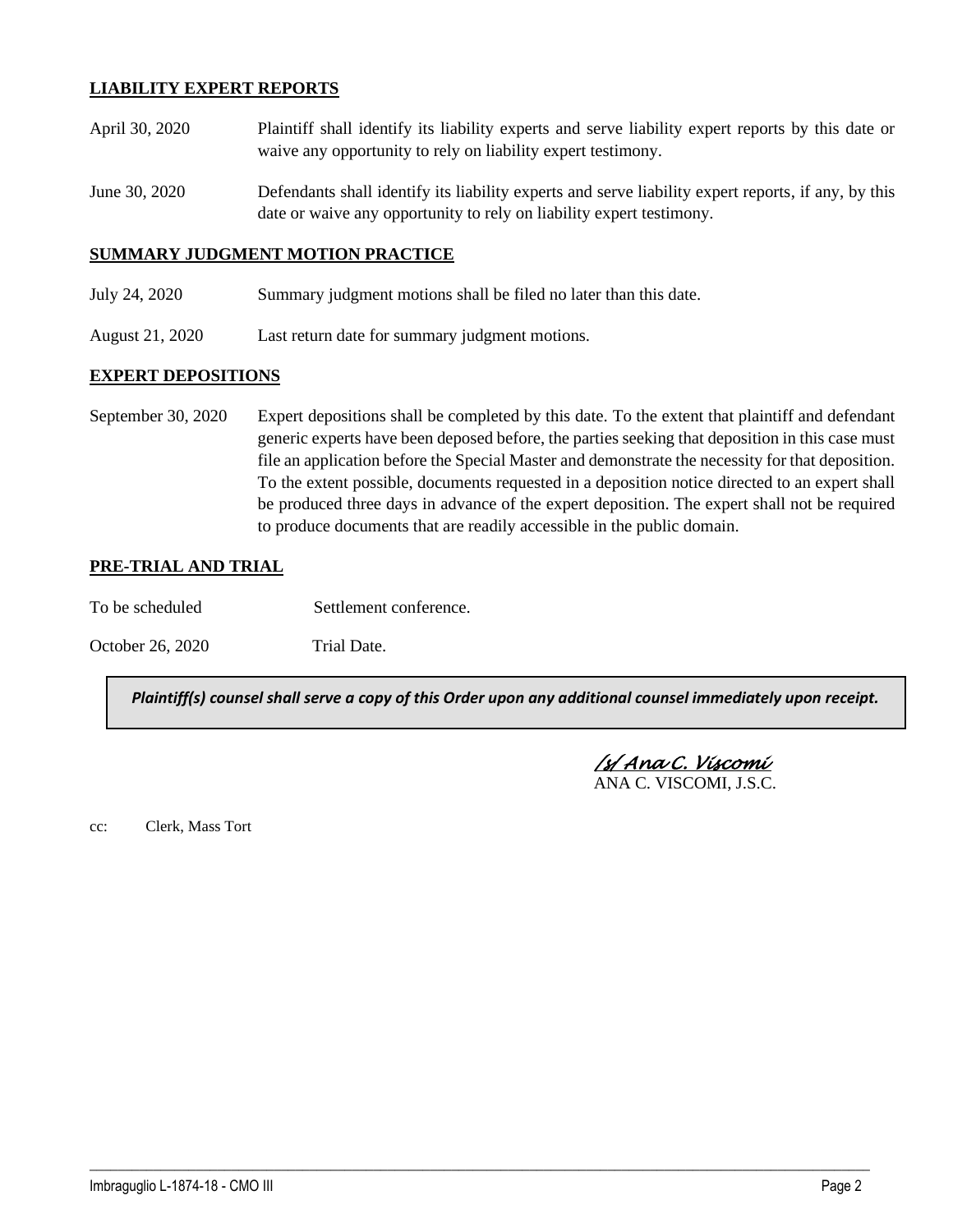**LIABILITY EXPERT REPORTS**

| | |
|---|---|
| April 30, 2020 | Plaintiff shall identify its liability experts and serve liability expert reports by this date or waive any opportunity to rely on liability expert testimony. |
| June 30, 2020 | Defendants shall identify its liability experts and serve liability expert reports, if any, by this date or waive any opportunity to rely on liability expert testimony. |

**SUMMARY JUDGMENT MOTION PRACTICE**

| | |
|---|---|
| July 24, 2020 | Summary judgment motions shall be filed no later than this date. |
| August 21, 2020 | Last return date for summary judgment motions. |

**EXPERT DEPOSITIONS**

| | |
|---|---|
| September 30, 2020 | Expert depositions shall be completed by this date. To the extent that plaintiff and defendant generic experts have been deposed before, the parties seeking that deposition in this case must file an application before the Special Master and demonstrate the necessity for that deposition. To the extent possible, documents requested in a deposition notice directed to an expert shall be produced three days in advance of the expert deposition. The expert shall not be required to produce documents that are readily accessible in the public domain. |

**PRE-TRIAL AND TRIAL**

| | |
|---|---|
| To be scheduled | Settlement conference. |
| October 26, 2020 | Trial Date. |

***Plaintiff(s) counsel shall serve a copy of this Order upon any additional counsel immediately upon receipt.***

/s/ Ana C. Viscomi
ANA C. VISCOMI, J.S.C.

cc: Clerk, Mass Tort